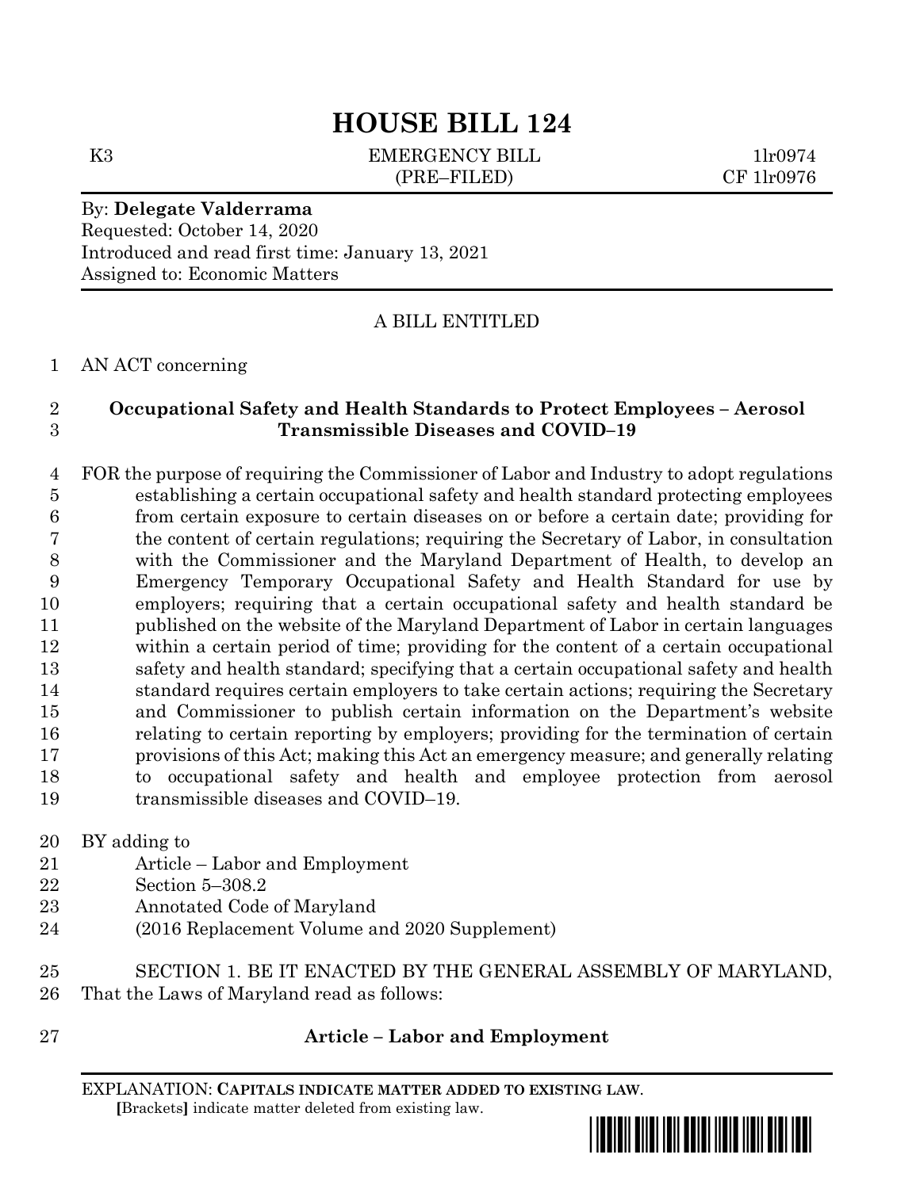# HOUSE BILL 124

K3 EMERGENCY BILL 1lr0974
(PRE–FILED) CF 1lr0976

By: **Delegate Valderrama**
Requested: October 14, 2020
Introduced and read first time: January 13, 2021
Assigned to: Economic Matters

A BILL ENTITLED

AN ACT concerning

**Occupational Safety and Health Standards to Protect Employees – Aerosol Transmissible Diseases and COVID–19**

FOR the purpose of requiring the Commissioner of Labor and Industry to adopt regulations establishing a certain occupational safety and health standard protecting employees from certain exposure to certain diseases on or before a certain date; providing for the content of certain regulations; requiring the Secretary of Labor, in consultation with the Commissioner and the Maryland Department of Health, to develop an Emergency Temporary Occupational Safety and Health Standard for use by employers; requiring that a certain occupational safety and health standard be published on the website of the Maryland Department of Labor in certain languages within a certain period of time; providing for the content of a certain occupational safety and health standard; specifying that a certain occupational safety and health standard requires certain employers to take certain actions; requiring the Secretary and Commissioner to publish certain information on the Department's website relating to certain reporting by employers; providing for the termination of certain provisions of this Act; making this Act an emergency measure; and generally relating to occupational safety and health and employee protection from aerosol transmissible diseases and COVID–19.

BY adding to
Article – Labor and Employment
Section 5–308.2
Annotated Code of Maryland
(2016 Replacement Volume and 2020 Supplement)

SECTION 1. BE IT ENACTED BY THE GENERAL ASSEMBLY OF MARYLAND, That the Laws of Maryland read as follows:

**Article – Labor and Employment**

EXPLANATION: **CAPITALS INDICATE MATTER ADDED TO EXISTING LAW**.
**[**Brackets**]** indicate matter deleted from existing law.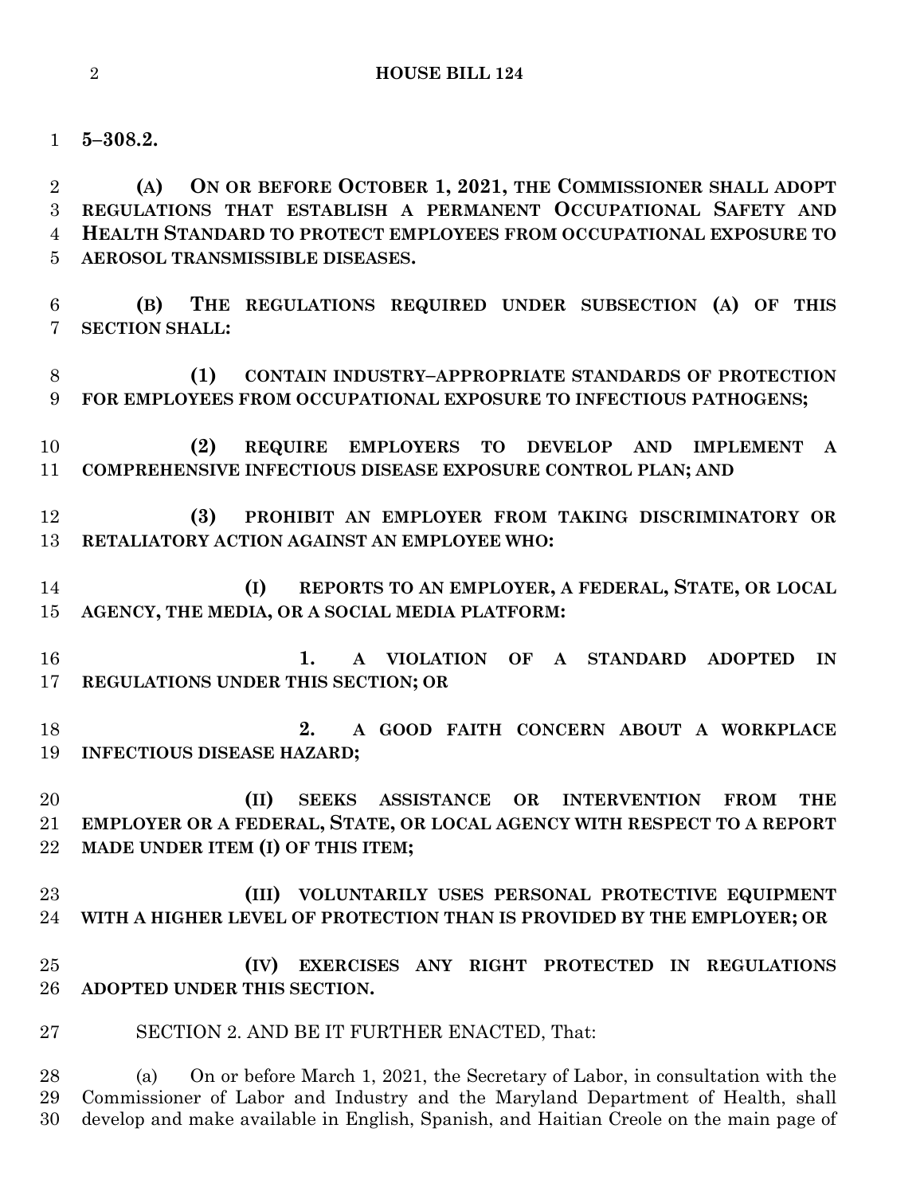**5–308.2.**

**(A) ON OR BEFORE OCTOBER 1, 2021, THE COMMISSIONER SHALL ADOPT REGULATIONS THAT ESTABLISH A PERMANENT OCCUPATIONAL SAFETY AND HEALTH STANDARD TO PROTECT EMPLOYEES FROM OCCUPATIONAL EXPOSURE TO AEROSOL TRANSMISSIBLE DISEASES.**

**(B) THE REGULATIONS REQUIRED UNDER SUBSECTION (A) OF THIS SECTION SHALL:**

**(1) CONTAIN INDUSTRY–APPROPRIATE STANDARDS OF PROTECTION FOR EMPLOYEES FROM OCCUPATIONAL EXPOSURE TO INFECTIOUS PATHOGENS;**

**(2) REQUIRE EMPLOYERS TO DEVELOP AND IMPLEMENT A COMPREHENSIVE INFECTIOUS DISEASE EXPOSURE CONTROL PLAN; AND**

**(3) PROHIBIT AN EMPLOYER FROM TAKING DISCRIMINATORY OR RETALIATORY ACTION AGAINST AN EMPLOYEE WHO:**

**(I) REPORTS TO AN EMPLOYER, A FEDERAL, STATE, OR LOCAL AGENCY, THE MEDIA, OR A SOCIAL MEDIA PLATFORM:**

**1. A VIOLATION OF A STANDARD ADOPTED IN REGULATIONS UNDER THIS SECTION; OR**

**2. A GOOD FAITH CONCERN ABOUT A WORKPLACE INFECTIOUS DISEASE HAZARD;**

**(II) SEEKS ASSISTANCE OR INTERVENTION FROM THE EMPLOYER OR A FEDERAL, STATE, OR LOCAL AGENCY WITH RESPECT TO A REPORT MADE UNDER ITEM (I) OF THIS ITEM;**

**(III) VOLUNTARILY USES PERSONAL PROTECTIVE EQUIPMENT WITH A HIGHER LEVEL OF PROTECTION THAN IS PROVIDED BY THE EMPLOYER; OR**

**(IV) EXERCISES ANY RIGHT PROTECTED IN REGULATIONS ADOPTED UNDER THIS SECTION.**

SECTION 2. AND BE IT FURTHER ENACTED, That:

(a) On or before March 1, 2021, the Secretary of Labor, in consultation with the Commissioner of Labor and Industry and the Maryland Department of Health, shall develop and make available in English, Spanish, and Haitian Creole on the main page of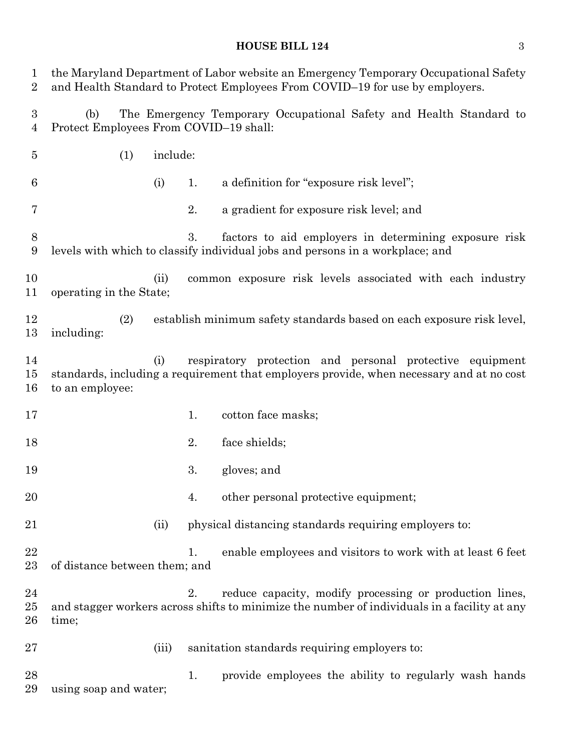the Maryland Department of Labor website an Emergency Temporary Occupational Safety and Health Standard to Protect Employees From COVID–19 for use by employers.

(b) The Emergency Temporary Occupational Safety and Health Standard to Protect Employees From COVID–19 shall:

(1) include:

(i) 1. a definition for "exposure risk level";

2. a gradient for exposure risk level; and

3. factors to aid employers in determining exposure risk levels with which to classify individual jobs and persons in a workplace; and

(ii) common exposure risk levels associated with each industry operating in the State;

(2) establish minimum safety standards based on each exposure risk level, including:

(i) respiratory protection and personal protective equipment standards, including a requirement that employers provide, when necessary and at no cost to an employee:

1. cotton face masks;

2. face shields;

3. gloves; and

4. other personal protective equipment;

(ii) physical distancing standards requiring employers to:

1. enable employees and visitors to work with at least 6 feet of distance between them; and

2. reduce capacity, modify processing or production lines, and stagger workers across shifts to minimize the number of individuals in a facility at any time;

(iii) sanitation standards requiring employers to:

1. provide employees the ability to regularly wash hands using soap and water;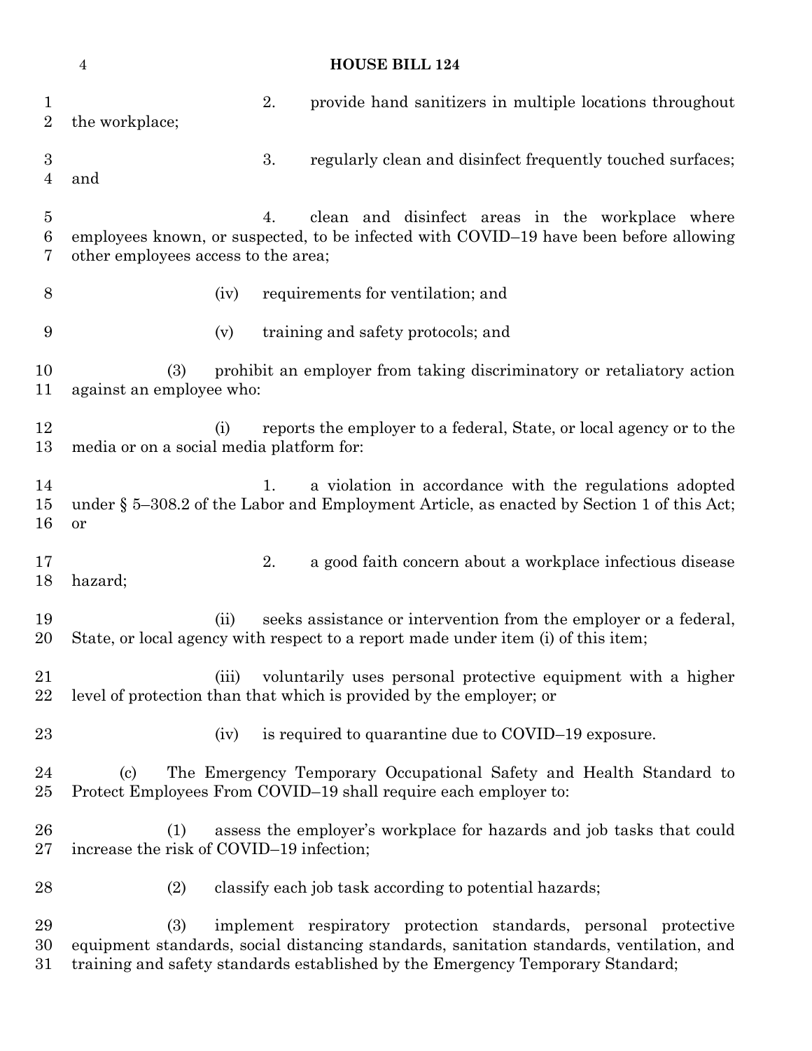2. provide hand sanitizers in multiple locations throughout the workplace;

3. regularly clean and disinfect frequently touched surfaces; and

4. clean and disinfect areas in the workplace where employees known, or suspected, to be infected with COVID–19 have been before allowing other employees access to the area;

(iv) requirements for ventilation; and

(v) training and safety protocols; and

(3) prohibit an employer from taking discriminatory or retaliatory action against an employee who:

(i) reports the employer to a federal, State, or local agency or to the media or on a social media platform for:

1. a violation in accordance with the regulations adopted under § 5–308.2 of the Labor and Employment Article, as enacted by Section 1 of this Act; or

2. a good faith concern about a workplace infectious disease hazard;

(ii) seeks assistance or intervention from the employer or a federal, State, or local agency with respect to a report made under item (i) of this item;

(iii) voluntarily uses personal protective equipment with a higher level of protection than that which is provided by the employer; or

(iv) is required to quarantine due to COVID–19 exposure.

(c) The Emergency Temporary Occupational Safety and Health Standard to Protect Employees From COVID–19 shall require each employer to:

(1) assess the employer's workplace for hazards and job tasks that could increase the risk of COVID–19 infection;

(2) classify each job task according to potential hazards;

(3) implement respiratory protection standards, personal protective equipment standards, social distancing standards, sanitation standards, ventilation, and training and safety standards established by the Emergency Temporary Standard;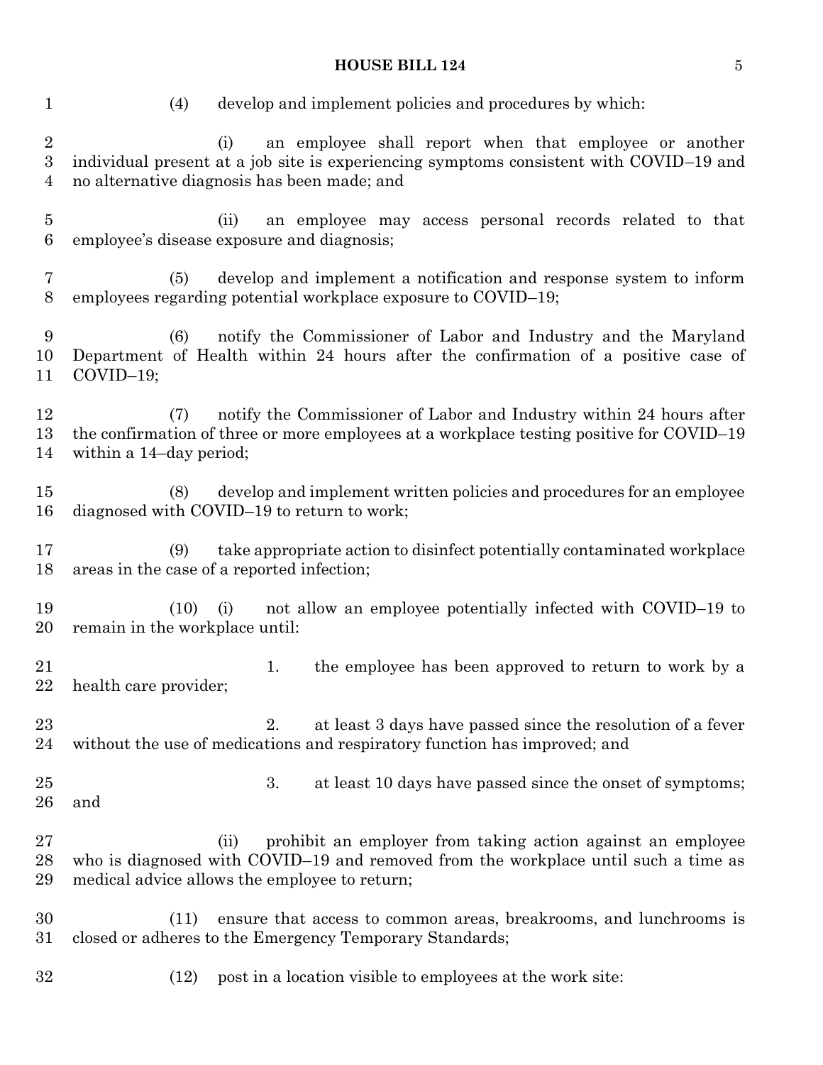(4) develop and implement policies and procedures by which:

(i) an employee shall report when that employee or another individual present at a job site is experiencing symptoms consistent with COVID–19 and no alternative diagnosis has been made; and

(ii) an employee may access personal records related to that employee's disease exposure and diagnosis;

(5) develop and implement a notification and response system to inform employees regarding potential workplace exposure to COVID–19;

(6) notify the Commissioner of Labor and Industry and the Maryland Department of Health within 24 hours after the confirmation of a positive case of COVID–19;

(7) notify the Commissioner of Labor and Industry within 24 hours after the confirmation of three or more employees at a workplace testing positive for COVID–19 within a 14–day period;

(8) develop and implement written policies and procedures for an employee diagnosed with COVID–19 to return to work;

(9) take appropriate action to disinfect potentially contaminated workplace areas in the case of a reported infection;

(10) (i) not allow an employee potentially infected with COVID–19 to remain in the workplace until:

1. the employee has been approved to return to work by a health care provider;

2. at least 3 days have passed since the resolution of a fever without the use of medications and respiratory function has improved; and

3. at least 10 days have passed since the onset of symptoms; and

(ii) prohibit an employer from taking action against an employee who is diagnosed with COVID–19 and removed from the workplace until such a time as medical advice allows the employee to return;

(11) ensure that access to common areas, breakrooms, and lunchrooms is closed or adheres to the Emergency Temporary Standards;

(12) post in a location visible to employees at the work site: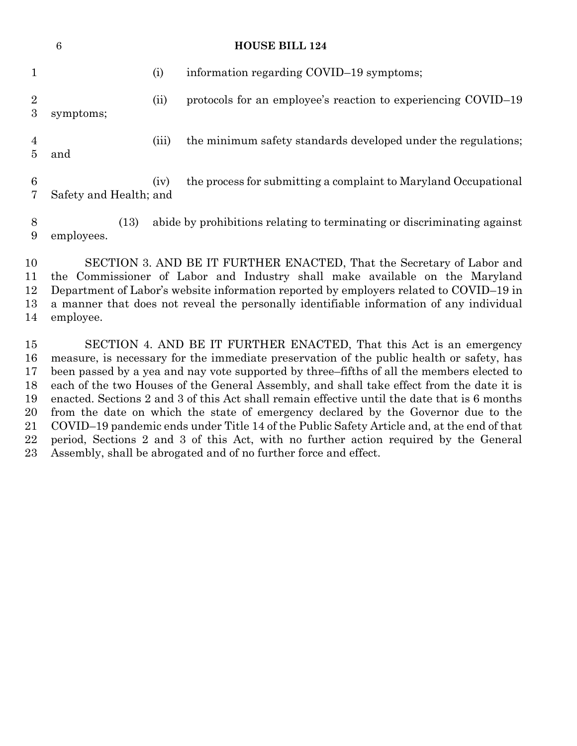(i) information regarding COVID–19 symptoms;

(ii) protocols for an employee's reaction to experiencing COVID–19 symptoms;

(iii) the minimum safety standards developed under the regulations; and

(iv) the process for submitting a complaint to Maryland Occupational Safety and Health; and

(13) abide by prohibitions relating to terminating or discriminating against employees.

SECTION 3. AND BE IT FURTHER ENACTED, That the Secretary of Labor and the Commissioner of Labor and Industry shall make available on the Maryland Department of Labor's website information reported by employers related to COVID–19 in a manner that does not reveal the personally identifiable information of any individual employee.

SECTION 4. AND BE IT FURTHER ENACTED, That this Act is an emergency measure, is necessary for the immediate preservation of the public health or safety, has been passed by a yea and nay vote supported by three–fifths of all the members elected to each of the two Houses of the General Assembly, and shall take effect from the date it is enacted. Sections 2 and 3 of this Act shall remain effective until the date that is 6 months from the date on which the state of emergency declared by the Governor due to the COVID–19 pandemic ends under Title 14 of the Public Safety Article and, at the end of that period, Sections 2 and 3 of this Act, with no further action required by the General Assembly, shall be abrogated and of no further force and effect.